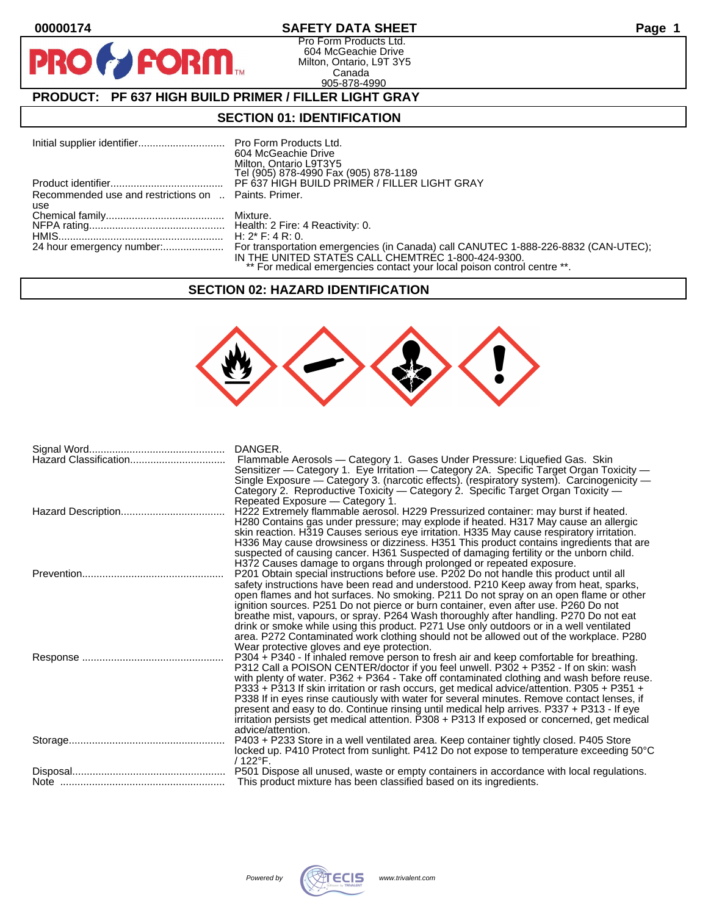00000174

# SAFETY DATA SHEET

Pro Form Products Ltd.
604 McGeachie Drive
Milton, Ontario, L9T 3Y5
Canada
905-878-4990

## PRODUCT: PF 637 HIGH BUILD PRIMER / FILLER LIGHT GRAY

## SECTION 01: IDENTIFICATION

| | |
|---|---|
| Initial supplier identifier | Pro Form Products Ltd.<br>604 McGeachie Drive<br>Milton, Ontario L9T3Y5<br>Tel (905) 878-4990 Fax (905) 878-1189 |
| Product identifier | PF 637 HIGH BUILD PRIMER / FILLER LIGHT GRAY |
| Recommended use and restrictions on use | Paints. Primer. |
| Chemical family | Mixture. |
| NFPA rating | Health: 2 Fire: 4 Reactivity: 0. |
| HMIS | H: 2* F: 4 R: 0. |
| 24 hour emergency number: | For transportation emergencies (in Canada) call CANUTEC 1-888-226-8832 (CAN-UTEC); IN THE UNITED STATES CALL CHEMTREC 1-800-424-9300.<br>** For medical emergencies contact your local poison control centre **. |

## SECTION 02: HAZARD IDENTIFICATION

| | |
|---|---|
| Signal Word | DANGER. |
| Hazard Classification | Flammable Aerosols — Category 1. Gases Under Pressure: Liquefied Gas. Skin Sensitizer — Category 1. Eye Irritation — Category 2A. Specific Target Organ Toxicity — Single Exposure — Category 3. (narcotic effects). (respiratory system). Carcinogenicity — Category 2. Reproductive Toxicity — Category 2. Specific Target Organ Toxicity — Repeated Exposure — Category 1. |
| Hazard Description | H222 Extremely flammable aerosol. H229 Pressurized container: may burst if heated. H280 Contains gas under pressure; may explode if heated. H317 May cause an allergic skin reaction. H319 Causes serious eye irritation. H335 May cause respiratory irritation. H336 May cause drowsiness or dizziness. H351 This product contains ingredients that are suspected of causing cancer. H361 Suspected of damaging fertility or the unborn child. H372 Causes damage to organs through prolonged or repeated exposure. |
| Prevention | P201 Obtain special instructions before use. P202 Do not handle this product until all safety instructions have been read and understood. P210 Keep away from heat, sparks, open flames and hot surfaces. No smoking. P211 Do not spray on an open flame or other ignition sources. P251 Do not pierce or burn container, even after use. P260 Do not breathe mist, vapours, or spray. P264 Wash thoroughly after handling. P270 Do not eat drink or smoke while using this product. P271 Use only outdoors or in a well ventilated area. P272 Contaminated work clothing should not be allowed out of the workplace. P280 Wear protective gloves and eye protection. |
| Response | P304 + P340 - If inhaled remove person to fresh air and keep comfortable for breathing. P312 Call a POISON CENTER/doctor if you feel unwell. P302 + P352 - If on skin: wash with plenty of water. P362 + P364 - Take off contaminated clothing and wash before reuse. P333 + P313 If skin irritation or rash occurs, get medical advice/attention. P305 + P351 + P338 If in eyes rinse cautiously with water for several minutes. Remove contact lenses, if present and easy to do. Continue rinsing until medical help arrives. P337 + P313 - If eye irritation persists get medical attention. P308 + P313 If exposed or concerned, get medical advice/attention. |
| Storage | P403 + P233 Store in a well ventilated area. Keep container tightly closed. P405 Store locked up. P410 Protect from sunlight. P412 Do not expose to temperature exceeding 50°C / 122°F. |
| Disposal | P501 Dispose all unused, waste or empty containers in accordance with local regulations. |
| Note | This product mixture has been classified based on its ingredients. |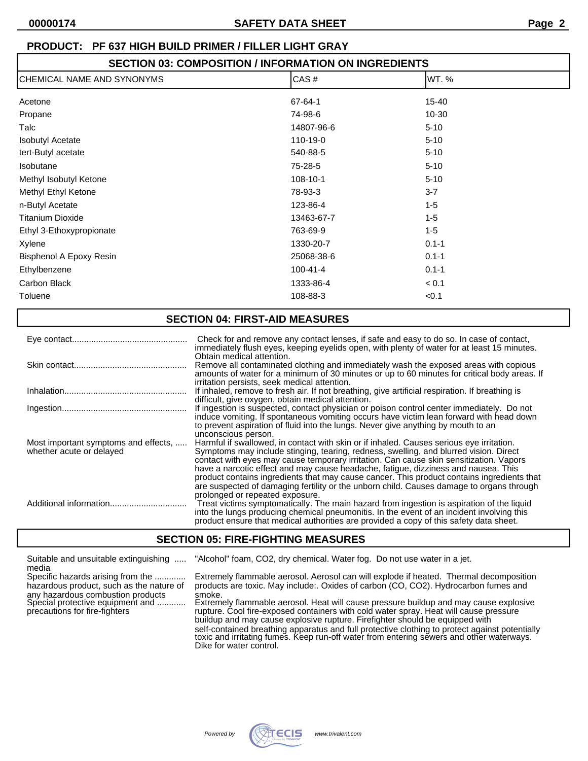**PRODUCT: PF 637 HIGH BUILD PRIMER / FILLER LIGHT GRAY**

## SECTION 03: COMPOSITION / INFORMATION ON INGREDIENTS

| CHEMICAL NAME AND SYNONYMS | CAS # | WT. % |
|---|---|---|
| Acetone | 67-64-1 | 15-40 |
| Propane | 74-98-6 | 10-30 |
| Talc | 14807-96-6 | 5-10 |
| Isobutyl Acetate | 110-19-0 | 5-10 |
| tert-Butyl acetate | 540-88-5 | 5-10 |
| Isobutane | 75-28-5 | 5-10 |
| Methyl Isobutyl Ketone | 108-10-1 | 5-10 |
| Methyl Ethyl Ketone | 78-93-3 | 3-7 |
| n-Butyl Acetate | 123-86-4 | 1-5 |
| Titanium Dioxide | 13463-67-7 | 1-5 |
| Ethyl 3-Ethoxypropionate | 763-69-9 | 1-5 |
| Xylene | 1330-20-7 | 0.1-1 |
| Bisphenol A Epoxy Resin | 25068-38-6 | 0.1-1 |
| Ethylbenzene | 100-41-4 | 0.1-1 |
| Carbon Black | 1333-86-4 | < 0.1 |
| Toluene | 108-88-3 | <0.1 |

## SECTION 04: FIRST-AID MEASURES

**Eye contact**: Check for and remove any contact lenses, if safe and easy to do so. In case of contact, immediately flush eyes, keeping eyelids open, with plenty of water for at least 15 minutes. Obtain medical attention.

**Skin contact**: Remove all contaminated clothing and immediately wash the exposed areas with copious amounts of water for a minimum of 30 minutes or up to 60 minutes for critical body areas. If irritation persists, seek medical attention.

**Inhalation**: If inhaled, remove to fresh air. If not breathing, give artificial respiration. If breathing is difficult, give oxygen, obtain medical attention.

**Ingestion**: If ingestion is suspected, contact physician or poison control center immediately. Do not induce vomiting. If spontaneous vomiting occurs have victim lean forward with head down to prevent aspiration of fluid into the lungs. Never give anything by mouth to an unconscious person.

**Most important symptoms and effects, whether acute or delayed**: Harmful if swallowed, in contact with skin or if inhaled. Causes serious eye irritation. Symptoms may include stinging, tearing, redness, swelling, and blurred vision. Direct contact with eyes may cause temporary irritation. Can cause skin sensitization. Vapors have a narcotic effect and may cause headache, fatigue, dizziness and nausea. This product contains ingredients that may cause cancer. This product contains ingredients that are suspected of damaging fertility or the unborn child. Causes damage to organs through prolonged or repeated exposure.

**Additional information**: Treat victims symptomatically. The main hazard from ingestion is aspiration of the liquid into the lungs producing chemical pneumonitis. In the event of an incident involving this product ensure that medical authorities are provided a copy of this safety data sheet.

## SECTION 05: FIRE-FIGHTING MEASURES

**Suitable and unsuitable extinguishing media**: "Alcohol" foam, $CO_2$, dry chemical. Water fog. Do not use water in a jet.

**Specific hazards arising from the hazardous product, such as the nature of any hazardous combustion products**: Extremely flammable aerosol. Aerosol can will explode if heated. Thermal decomposition products are toxic. May include:. Oxides of carbon (CO, $CO_2$). Hydrocarbon fumes and smoke.

**Special protective equipment and precautions for fire-fighters**: Extremely flammable aerosol. Heat will cause pressure buildup and may cause explosive rupture. Cool fire-exposed containers with cold water spray. Heat will cause pressure buildup and may cause explosive rupture. Firefighter should be equipped with self-contained breathing apparatus and full protective clothing to protect against potentially toxic and irritating fumes. Keep run-off water from entering sewers and other waterways. Dike for water control.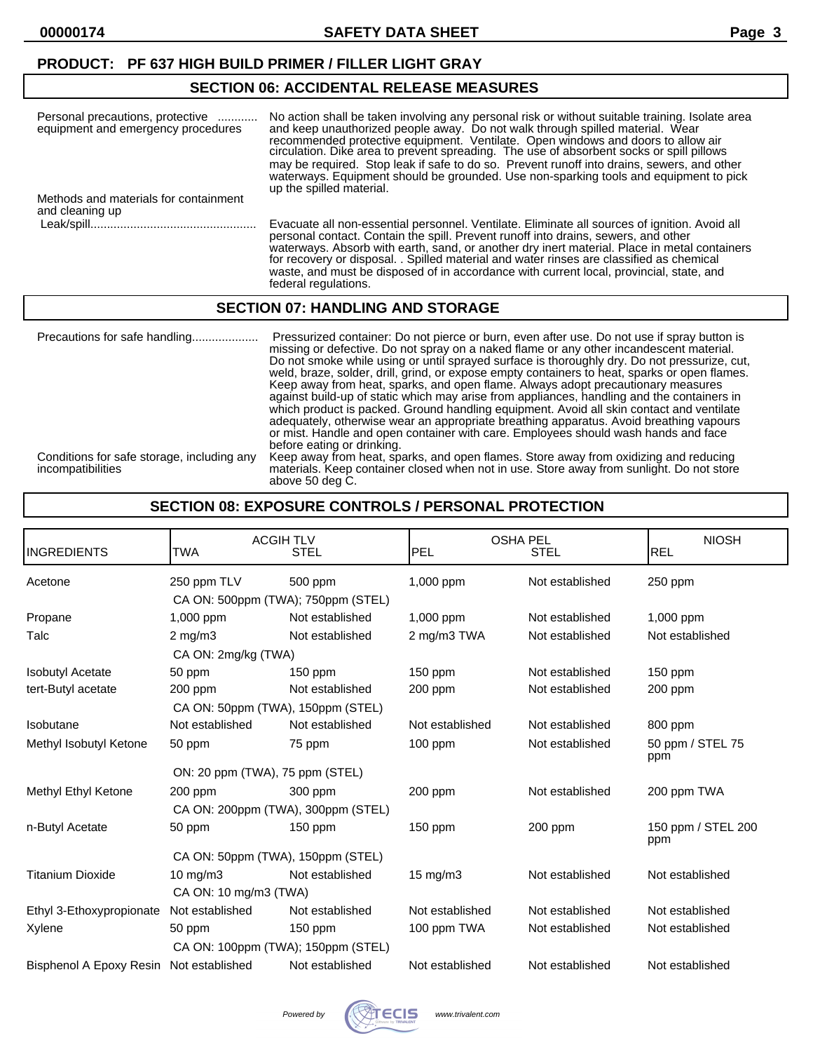**PRODUCT: PF 637 HIGH BUILD PRIMER / FILLER LIGHT GRAY**

## SECTION 06: ACCIDENTAL RELEASE MEASURES

**Personal precautions, protective equipment and emergency procedures** ............ No action shall be taken involving any personal risk or without suitable training. Isolate area and keep unauthorized people away. Do not walk through spilled material. Wear recommended protective equipment. Ventilate. Open windows and doors to allow air circulation. Dike area to prevent spreading. The use of absorbent socks or spill pillows may be required. Stop leak if safe to do so. Prevent runoff into drains, sewers, and other waterways. Equipment should be grounded. Use non-sparking tools and equipment to pick up the spilled material.

**Methods and materials for containment and cleaning up**

Leak/spill.................................................. Evacuate all non-essential personnel. Ventilate. Eliminate all sources of ignition. Avoid all personal contact. Contain the spill. Prevent runoff into drains, sewers, and other waterways. Absorb with earth, sand, or another dry inert material. Place in metal containers for recovery or disposal. . Spilled material and water rinses are classified as chemical waste, and must be disposed of in accordance with current local, provincial, state, and federal regulations.

## SECTION 07: HANDLING AND STORAGE

**Precautions for safe handling**.................... Pressurized container: Do not pierce or burn, even after use. Do not use if spray button is missing or defective. Do not spray on a naked flame or any other incandescent material. Do not smoke while using or until sprayed surface is thoroughly dry. Do not pressurize, cut, weld, braze, solder, drill, grind, or expose empty containers to heat, sparks or open flames. Keep away from heat, sparks, and open flame. Always adopt precautionary measures against build-up of static which may arise from appliances, handling and the containers in which product is packed. Ground handling equipment. Avoid all skin contact and ventilate adequately, otherwise wear an appropriate breathing apparatus. Avoid breathing vapours or mist. Handle and open container with care. Employees should wash hands and face before eating or drinking.

**Conditions for safe storage, including any incompatibilities** Keep away from heat, sparks, and open flames. Store away from oxidizing and reducing materials. Keep container closed when not in use. Store away from sunlight. Do not store above 50 deg C.

## SECTION 08: EXPOSURE CONTROLS / PERSONAL PROTECTION

| INGREDIENTS | ACGIH TLV | | OSHA PEL | | NIOSH |
|---|---|---|---|---|---|
| | TWA | STEL | PEL | STEL | REL |
| Acetone | 250 ppm TLV | 500 ppm | 1,000 ppm | Not established | 250 ppm |
| | CA ON: 500ppm (TWA); 750ppm (STEL) | | | | |
| Propane | 1,000 ppm | Not established | 1,000 ppm | Not established | 1,000 ppm |
| Talc | 2 mg/m3 | Not established | 2 mg/m3 TWA | Not established | Not established |
| | CA ON: 2mg/kg (TWA) | | | | |
| Isobutyl Acetate | 50 ppm | 150 ppm | 150 ppm | Not established | 150 ppm |
| tert-Butyl acetate | 200 ppm | Not established | 200 ppm | Not established | 200 ppm |
| | CA ON: 50ppm (TWA), 150ppm (STEL) | | | | |
| Isobutane | Not established | Not established | Not established | Not established | 800 ppm |
| Methyl Isobutyl Ketone | 50 ppm | 75 ppm | 100 ppm | Not established | 50 ppm / STEL 75 ppm |
| | ON: 20 ppm (TWA), 75 ppm (STEL) | | | | |
| Methyl Ethyl Ketone | 200 ppm | 300 ppm | 200 ppm | Not established | 200 ppm TWA |
| | CA ON: 200ppm (TWA), 300ppm (STEL) | | | | |
| n-Butyl Acetate | 50 ppm | 150 ppm | 150 ppm | 200 ppm | 150 ppm / STEL 200 ppm |
| | CA ON: 50ppm (TWA), 150ppm (STEL) | | | | |
| Titanium Dioxide | 10 mg/m3 | Not established | 15 mg/m3 | Not established | Not established |
| | CA ON: 10 mg/m3 (TWA) | | | | |
| Ethyl 3-Ethoxypropionate | Not established | Not established | Not established | Not established | Not established |
| Xylene | 50 ppm | 150 ppm | 100 ppm TWA | Not established | Not established |
| | CA ON: 100ppm (TWA); 150ppm (STEL) | | | | |
| Bisphenol A Epoxy Resin | Not established | Not established | Not established | Not established | Not established |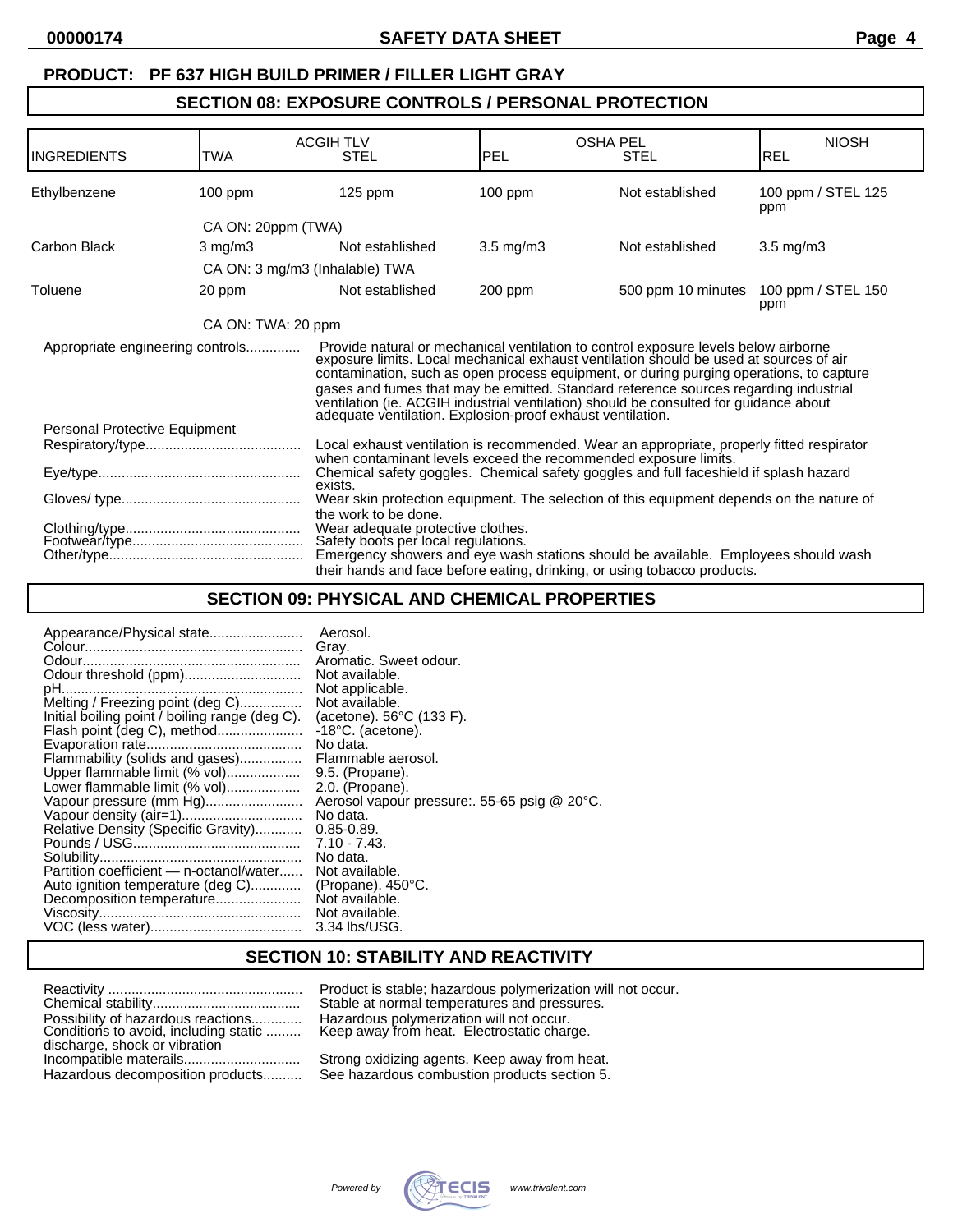**PRODUCT: PF 637 HIGH BUILD PRIMER / FILLER LIGHT GRAY**

## SECTION 08: EXPOSURE CONTROLS / PERSONAL PROTECTION

| INGREDIENTS | ACGIH TLV TWA | ACGIH TLV STEL | OSHA PEL PEL | OSHA PEL STEL | NIOSH REL |
|---|---|---|---|---|---|
| Ethylbenzene | 100 ppm | 125 ppm | 100 ppm | Not established | 100 ppm / STEL 125 ppm |
| | CA ON: 20ppm (TWA) | | | | |
| Carbon Black | 3 mg/m3 | Not established | 3.5 mg/m3 | Not established | 3.5 mg/m3 |
| | CA ON: 3 mg/m3 (Inhalable) TWA | | | | |
| Toluene | 20 ppm | Not established | 200 ppm | 500 ppm 10 minutes | 100 ppm / STEL 150 ppm |
| | CA ON: TWA: 20 ppm | | | | |

Appropriate engineering controls............. Provide natural or mechanical ventilation to control exposure levels below airborne exposure limits. Local mechanical exhaust ventilation should be used at sources of air contamination, such as open process equipment, or during purging operations, to capture gases and fumes that may be emitted. Standard reference sources regarding industrial ventilation (ie. ACGIH industrial ventilation) should be consulted for guidance about adequate ventilation. Explosion-proof exhaust ventilation.

Personal Protective Equipment

Respiratory/type........................................ Local exhaust ventilation is recommended. Wear an appropriate, properly fitted respirator when contaminant levels exceed the recommended exposure limits.

Eye/type................................................... Chemical safety goggles. Chemical safety goggles and full faceshield if splash hazard exists.

Gloves/ type............................................. Wear skin protection equipment. The selection of this equipment depends on the nature of the work to be done.

Clothing/type............................................ Wear adequate protective clothes.

Footwear/type........................................... Safety boots per local regulations.

Other/type................................................. Emergency showers and eye wash stations should be available. Employees should wash their hands and face before eating, drinking, or using tobacco products.

## SECTION 09: PHYSICAL AND CHEMICAL PROPERTIES

Appearance/Physical state........................ Aerosol.
Colour........................................................ Gray.
Odour........................................................ Aromatic. Sweet odour.
Odour threshold (ppm).............................. Not available.
pH............................................................. Not applicable.
Melting / Freezing point (deg C)................ Not available.
Initial boiling point / boiling range (deg C). (acetone). 56°C (133 F).
Flash point (deg C), method...................... -18°C. (acetone).
Evaporation rate........................................ No data.
Flammability (solids and gases)................ Flammable aerosol.
Upper flammable limit (% vol)................... 9.5. (Propane).
Lower flammable limit (% vol)................... 2.0. (Propane).
Vapour pressure (mm Hg)......................... Aerosol vapour pressure:. 55-65 psig @ 20°C.
Vapour density (air=1).............................. No data.
Relative Density (Specific Gravity)............ 0.85-0.89.
Pounds / USG........................................... 7.10 - 7.43.
Solubility.................................................... No data.
Partition coefficient — n-octanol/water...... Not available.
Auto ignition temperature (deg C)............. (Propane). 450°C.
Decomposition temperature...................... Not available.
Viscosity.................................................... Not available.
VOC (less water)....................................... 3.34 lbs/USG.

## SECTION 10: STABILITY AND REACTIVITY

Reactivity .................................................. Product is stable; hazardous polymerization will not occur.
Chemical stability...................................... Stable at normal temperatures and pressures.
Possibility of hazardous reactions............. Hazardous polymerization will not occur.
Conditions to avoid, including static discharge, shock or vibration ......... Keep away from heat. Electrostatic charge.
Incompatible materails.............................. Strong oxidizing agents. Keep away from heat.
Hazardous decomposition products.......... See hazardous combustion products section 5.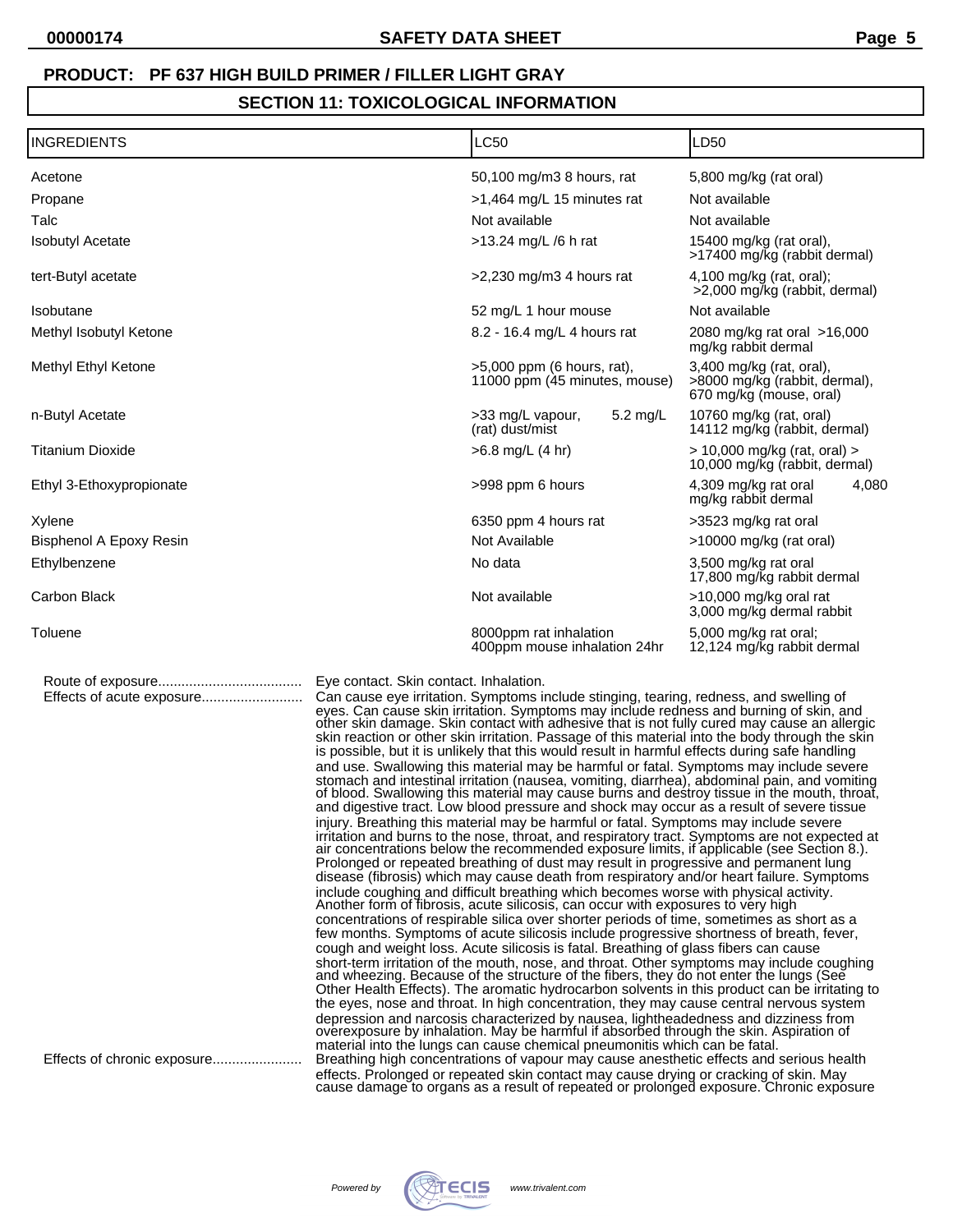**PRODUCT: PF 637 HIGH BUILD PRIMER / FILLER LIGHT GRAY**

## SECTION 11: TOXICOLOGICAL INFORMATION

| INGREDIENTS | LC50 | LD50 |
|---|---|---|
| Acetone | 50,100 mg/m3 8 hours, rat | 5,800 mg/kg (rat oral) |
| Propane | >1,464 mg/L 15 minutes rat | Not available |
| Talc | Not available | Not available |
| Isobutyl Acetate | >13.24 mg/L /6 h rat | 15400 mg/kg (rat oral), >17400 mg/kg (rabbit dermal) |
| tert-Butyl acetate | >2,230 mg/m3 4 hours rat | 4,100 mg/kg (rat, oral); >2,000 mg/kg (rabbit, dermal) |
| Isobutane | 52 mg/L 1 hour mouse | Not available |
| Methyl Isobutyl Ketone | 8.2 - 16.4 mg/L 4 hours rat | 2080 mg/kg rat oral >16,000 mg/kg rabbit dermal |
| Methyl Ethyl Ketone | >5,000 ppm (6 hours, rat), 11000 ppm (45 minutes, mouse) | 3,400 mg/kg (rat, oral), >8000 mg/kg (rabbit, dermal), 670 mg/kg (mouse, oral) |
| n-Butyl Acetate | >33 mg/L vapour, 5.2 mg/L (rat) dust/mist | 10760 mg/kg (rat, oral) 14112 mg/kg (rabbit, dermal) |
| Titanium Dioxide | >6.8 mg/L (4 hr) | > 10,000 mg/kg (rat, oral) > 10,000 mg/kg (rabbit, dermal) |
| Ethyl 3-Ethoxypropionate | >998 ppm 6 hours | 4,309 mg/kg rat oral 4,080 mg/kg rabbit dermal |
| Xylene | 6350 ppm 4 hours rat | >3523 mg/kg rat oral |
| Bisphenol A Epoxy Resin | Not Available | >10000 mg/kg (rat oral) |
| Ethylbenzene | No data | 3,500 mg/kg rat oral 17,800 mg/kg rabbit dermal |
| Carbon Black | Not available | >10,000 mg/kg oral rat 3,000 mg/kg dermal rabbit |
| Toluene | 8000ppm rat inhalation 400ppm mouse inhalation 24hr | 5,000 mg/kg rat oral; 12,124 mg/kg rabbit dermal |

Route of exposure..................................... Eye contact. Skin contact. Inhalation.

Effects of acute exposure.......................... Can cause eye irritation. Symptoms include stinging, tearing, redness, and swelling of eyes. Can cause skin irritation. Symptoms may include redness and burning of skin, and other skin damage. Skin contact with adhesive that is not fully cured may cause an allergic skin reaction or other skin irritation. Passage of this material into the body through the skin is possible, but it is unlikely that this would result in harmful effects during safe handling and use. Swallowing this material may be harmful or fatal. Symptoms may include severe stomach and intestinal irritation (nausea, vomiting, diarrhea), abdominal pain, and vomiting of blood. Swallowing this material may cause burns and destroy tissue in the mouth, throat, and digestive tract. Low blood pressure and shock may occur as a result of severe tissue injury. Breathing this material may be harmful or fatal. Symptoms may include severe irritation and burns to the nose, throat, and respiratory tract. Symptoms are not expected at air concentrations below the recommended exposure limits, if applicable (see Section 8.). Prolonged or repeated breathing of dust may result in progressive and permanent lung disease (fibrosis) which may cause death from respiratory and/or heart failure. Symptoms include coughing and difficult breathing which becomes worse with physical activity. Another form of fibrosis, acute silicosis, can occur with exposures to very high concentrations of respirable silica over shorter periods of time, sometimes as short as a few months. Symptoms of acute silicosis include progressive shortness of breath, fever, cough and weight loss. Acute silicosis is fatal. Breathing of glass fibers can cause short-term irritation of the mouth, nose, and throat. Other symptoms may include coughing and wheezing. Because of the structure of the fibers, they do not enter the lungs (See Other Health Effects). The aromatic hydrocarbon solvents in this product can be irritating to the eyes, nose and throat. In high concentration, they may cause central nervous system depression and narcosis characterized by nausea, lightheadedness and dizziness from overexposure by inhalation. May be harmful if absorbed through the skin. Aspiration of material into the lungs can cause chemical pneumonitis which can be fatal.

Effects of chronic exposure....................... Breathing high concentrations of vapour may cause anesthetic effects and serious health effects. Prolonged or repeated skin contact may cause drying or cracking of skin. May cause damage to organs as a result of repeated or prolonged exposure. Chronic exposure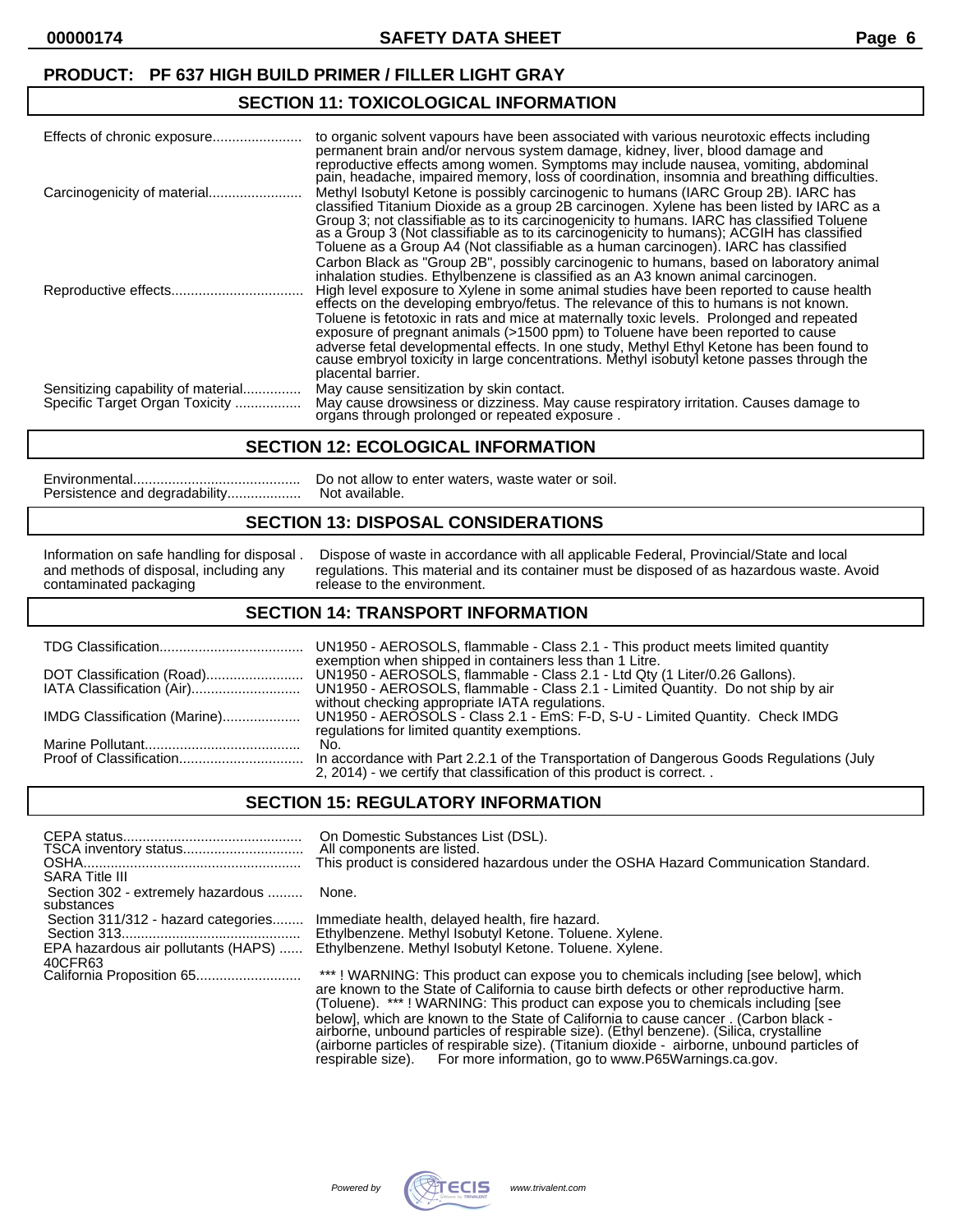**PRODUCT: PF 637 HIGH BUILD PRIMER / FILLER LIGHT GRAY**

## SECTION 11: TOXICOLOGICAL INFORMATION

| | |
|---|---|
| Effects of chronic exposure | to organic solvent vapours have been associated with various neurotoxic effects including permanent brain and/or nervous system damage, kidney, liver, blood damage and reproductive effects among women. Symptoms may include nausea, vomiting, abdominal pain, headache, impaired memory, loss of coordination, insomnia and breathing difficulties. |
| Carcinogenicity of material | Methyl Isobutyl Ketone is possibly carcinogenic to humans (IARC Group 2B). IARC has classified Titanium Dioxide as a group 2B carcinogen. Xylene has been listed by IARC as a Group 3; not classifiable as to its carcinogenicity to humans. IARC has classified Toluene as a Group 3 (Not classifiable as to its carcinogenicity to humans); ACGIH has classified Toluene as a Group A4 (Not classifiable as a human carcinogen). IARC has classified Carbon Black as "Group 2B", possibly carcinogenic to humans, based on laboratory animal inhalation studies. Ethylbenzene is classified as an A3 known animal carcinogen. |
| Reproductive effects | High level exposure to Xylene in some animal studies have been reported to cause health effects on the developing embryo/fetus. The relevance of this to humans is not known. Toluene is fetotoxic in rats and mice at maternally toxic levels. Prolonged and repeated exposure of pregnant animals (>1500 ppm) to Toluene have been reported to cause adverse fetal developmental effects. In one study, Methyl Ethyl Ketone has been found to cause embryol toxicity in large concentrations. Methyl isobutyl ketone passes through the placental barrier. |
| Sensitizing capability of material | May cause sensitization by skin contact. |
| Specific Target Organ Toxicity | May cause drowsiness or dizziness. May cause respiratory irritation. Causes damage to organs through prolonged or repeated exposure . |

## SECTION 12: ECOLOGICAL INFORMATION

| | |
|---|---|
| Environmental | Do not allow to enter waters, waste water or soil. |
| Persistence and degradability | Not available. |

## SECTION 13: DISPOSAL CONSIDERATIONS

| | |
|---|---|
| Information on safe handling for disposal and methods of disposal, including any contaminated packaging | Dispose of waste in accordance with all applicable Federal, Provincial/State and local regulations. This material and its container must be disposed of as hazardous waste. Avoid release to the environment. |

## SECTION 14: TRANSPORT INFORMATION

| | |
|---|---|
| TDG Classification | UN1950 - AEROSOLS, flammable - Class 2.1 - This product meets limited quantity exemption when shipped in containers less than 1 Litre. |
| DOT Classification (Road) | UN1950 - AEROSOLS, flammable - Class 2.1 - Ltd Qty (1 Liter/0.26 Gallons). |
| IATA Classification (Air) | UN1950 - AEROSOLS, flammable - Class 2.1 - Limited Quantity. Do not ship by air without checking appropriate IATA regulations. |
| IMDG Classification (Marine) | UN1950 - AEROSOLS - Class 2.1 - EmS: F-D, S-U - Limited Quantity. Check IMDG regulations for limited quantity exemptions. |
| Marine Pollutant | No. |
| Proof of Classification | In accordance with Part 2.2.1 of the Transportation of Dangerous Goods Regulations (July 2, 2014) - we certify that classification of this product is correct. . |

## SECTION 15: REGULATORY INFORMATION

| | |
|---|---|
| CEPA status | On Domestic Substances List (DSL). |
| TSCA inventory status | All components are listed. |
| OSHA | This product is considered hazardous under the OSHA Hazard Communication Standard. |
| SARA Title III | |
| Section 302 - extremely hazardous substances | None. |
| Section 311/312 - hazard categories | Immediate health, delayed health, fire hazard. |
| Section 313 | Ethylbenzene. Methyl Isobutyl Ketone. Toluene. Xylene. |
| EPA hazardous air pollutants (HAPS) 40CFR63 | Ethylbenzene. Methyl Isobutyl Ketone. Toluene. Xylene. |
| California Proposition 65 | *** ! WARNING: This product can expose you to chemicals including [see below], which are known to the State of California to cause birth defects or other reproductive harm. (Toluene). *** ! WARNING: This product can expose you to chemicals including [see below], which are known to the State of California to cause cancer . (Carbon black - airborne, unbound particles of respirable size). (Ethyl benzene). (Silica, crystalline (airborne particles of respirable size). (Titanium dioxide - airborne, unbound particles of respirable size). For more information, go to www.P65Warnings.ca.gov. |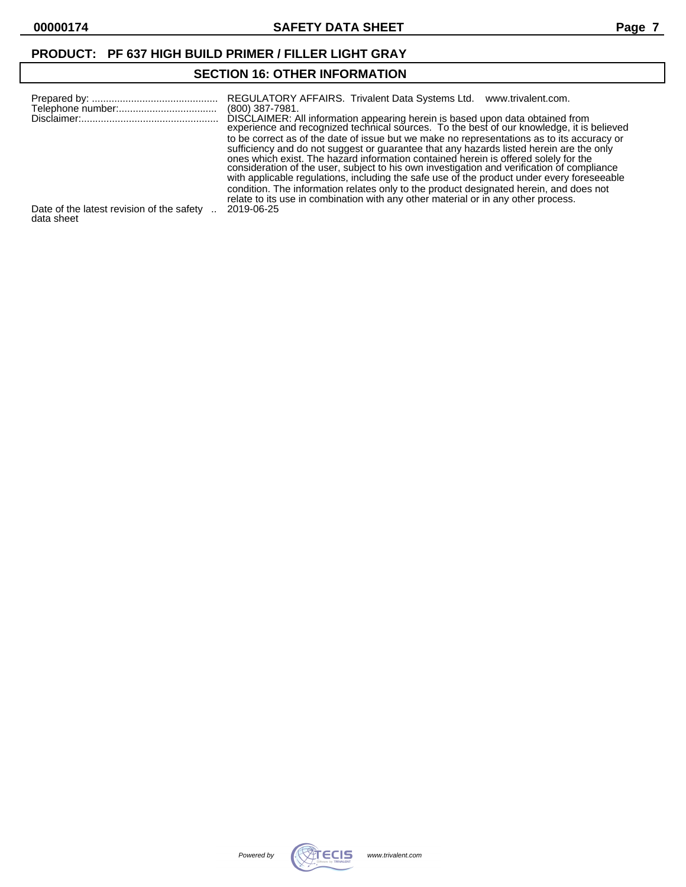**PRODUCT: PF 637 HIGH BUILD PRIMER / FILLER LIGHT GRAY**

## SECTION 16: OTHER INFORMATION

| | |
|---|---|
| Prepared by: | REGULATORY AFFAIRS. Trivalent Data Systems Ltd. www.trivalent.com. |
| Telephone number: | (800) 387-7981. |
| Disclaimer: | DISCLAIMER: All information appearing herein is based upon data obtained from experience and recognized technical sources. To the best of our knowledge, it is believed to be correct as of the date of issue but we make no representations as to its accuracy or sufficiency and do not suggest or guarantee that any hazards listed herein are the only ones which exist. The hazard information contained herein is offered solely for the consideration of the user, subject to his own investigation and verification of compliance with applicable regulations, including the safe use of the product under every foreseeable condition. The information relates only to the product designated herein, and does not relate to its use in combination with any other material or in any other process. |
| Date of the latest revision of the safety data sheet | 2019-06-25 |